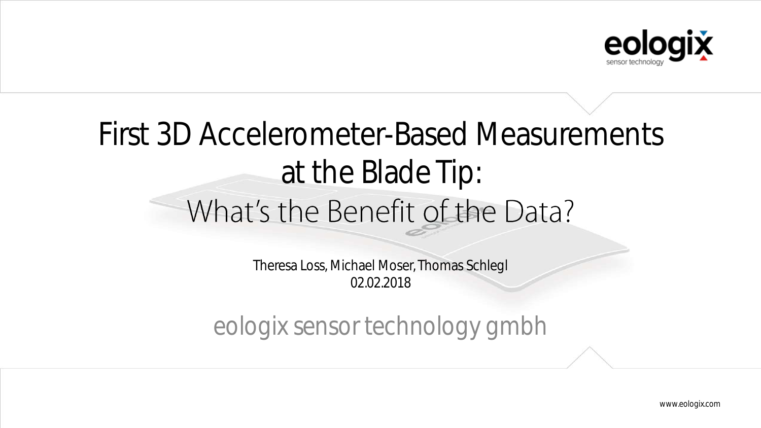# First 3D Accelerometer-Based Measurements at the Blade Tip:

## What's the Benefit of the Data?

Theresa Loss, Michael Moser, Thomas Schlegl

02.02.2018

eologix sensor technology gmbh

www.eologix.com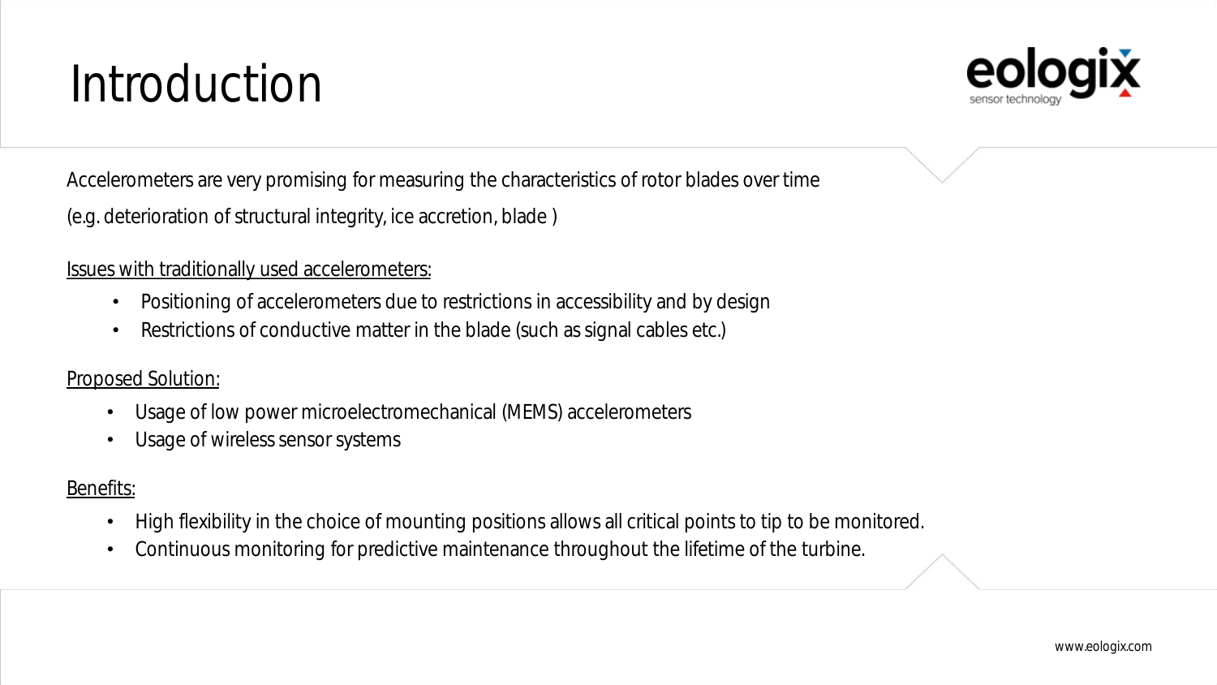# Introduction

Accelerometers are very promising for measuring the characteristics of rotor blades over time

(e.g. deterioration of structural integrity, ice accretion, blade )

Issues with traditionally used accelerometers:

- Positioning of accelerometers due to restrictions in accessibility and by design
- Restrictions of conductive matter in the blade (such as signal cables etc.)

Proposed Solution:

- Usage of low power microelectromechanical (MEMS) accelerometers
- Usage of wireless sensor systems

Benefits:

- High flexibility in the choice of mounting positions allows all critical points to tip to be monitored.
- Continuous monitoring for predictive maintenance throughout the lifetime of the turbine.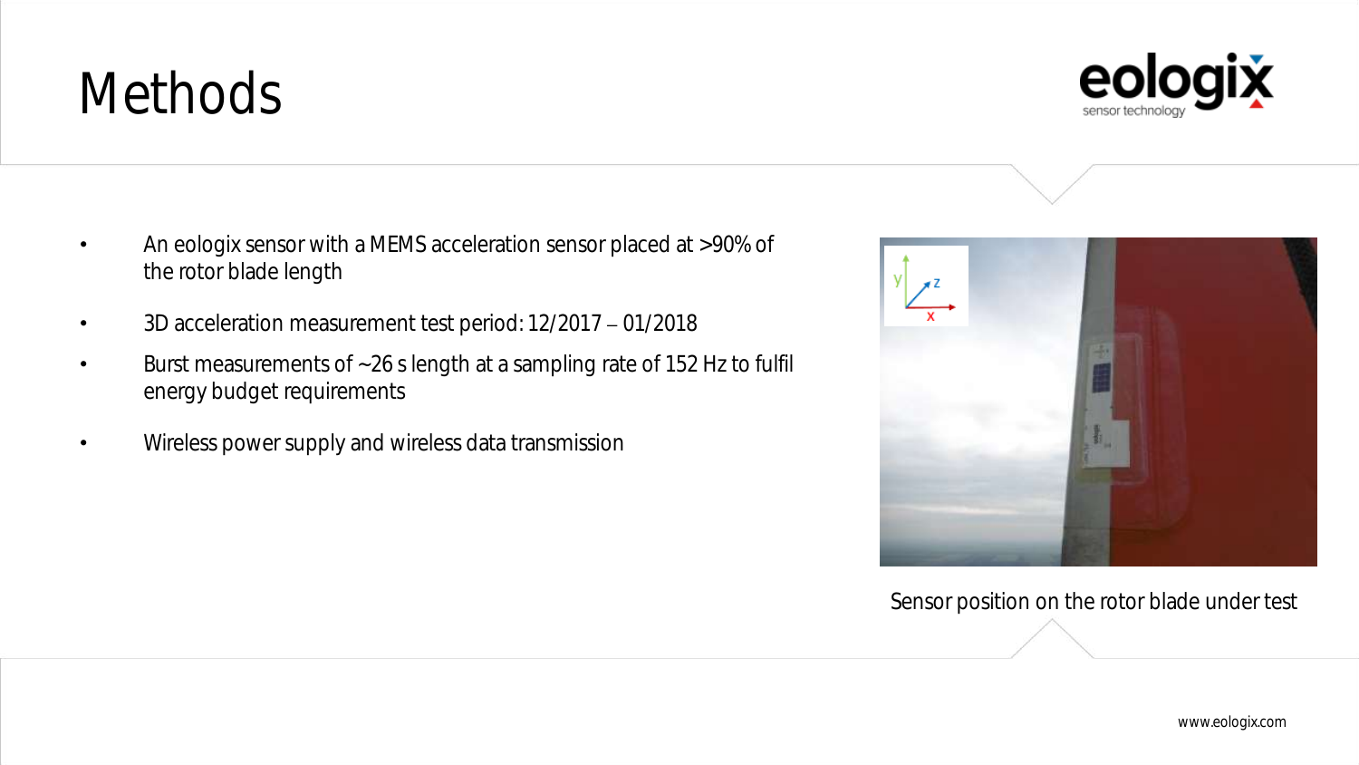# Methods

- An eologix sensor with a MEMS acceleration sensor placed at >90% of the rotor blade length
- 3D acceleration measurement test period: 12/2017 – 01/2018
- Burst measurements of ~26 s length at a sampling rate of 152 Hz to fulfil energy budget requirements
- Wireless power supply and wireless data transmission

Sensor position on the rotor blade under test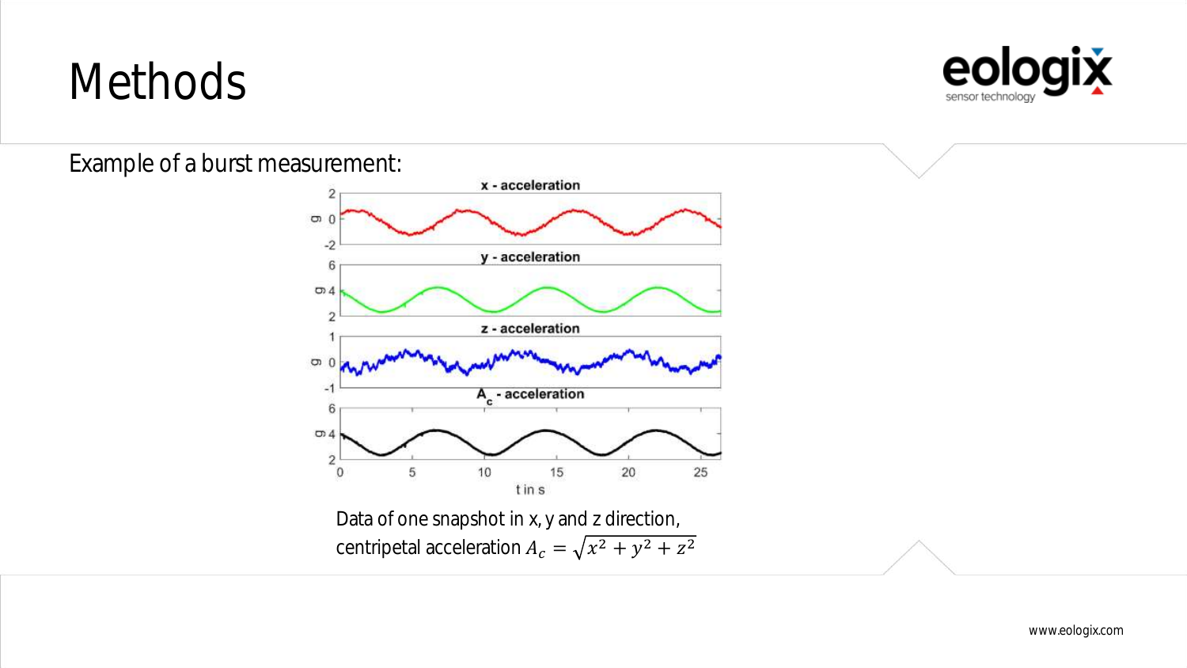# Methods

Example of a burst measurement:

Data of one snapshot in x, y and z direction,
centripetal acceleration $A_c = \sqrt{x^2 + y^2 + z^2}$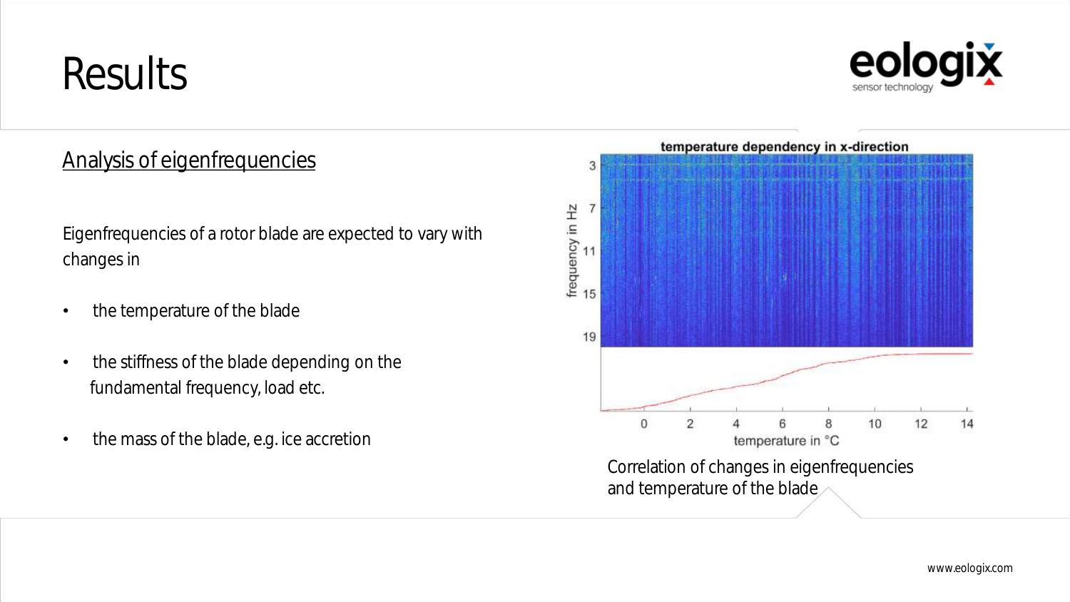# Results

## Analysis of eigenfrequencies

Eigenfrequencies of a rotor blade are expected to vary with changes in

- the temperature of the blade
- the stiffness of the blade depending on the fundamental frequency, load etc.
- the mass of the blade, e.g. ice accretion

Correlation of changes in eigenfrequencies and temperature of the blade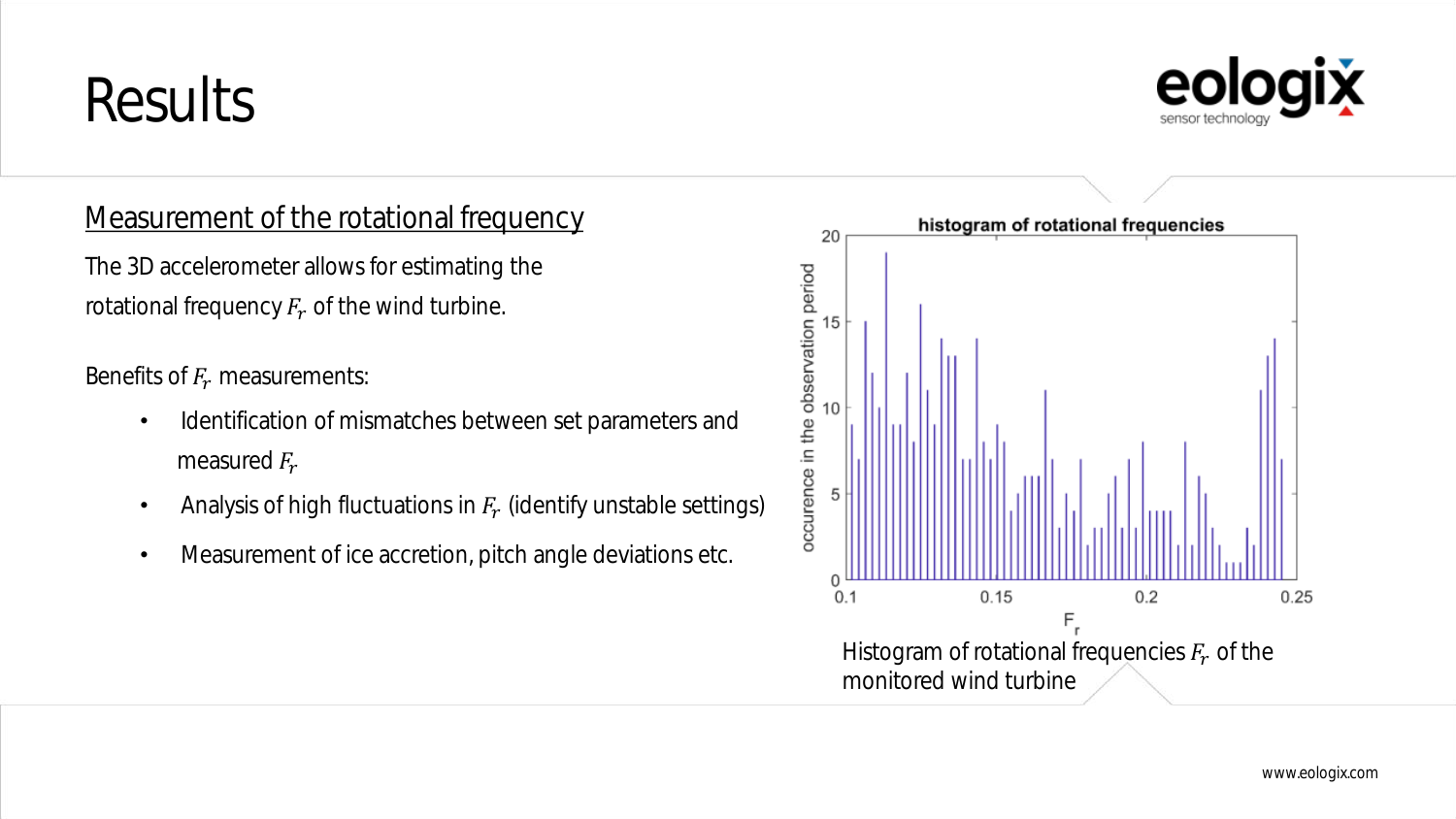# Results

## Measurement of the rotational frequency

The 3D accelerometer allows for estimating the rotational frequency $F_r$ of the wind turbine.

Benefits of $F_r$ measurements:

- Identification of mismatches between set parameters and measured $F_r$
- Analysis of high fluctuations in $F_r$ (identify unstable settings)
- Measurement of ice accretion, pitch angle deviations etc.

Histogram of rotational frequencies $F_r$ of the monitored wind turbine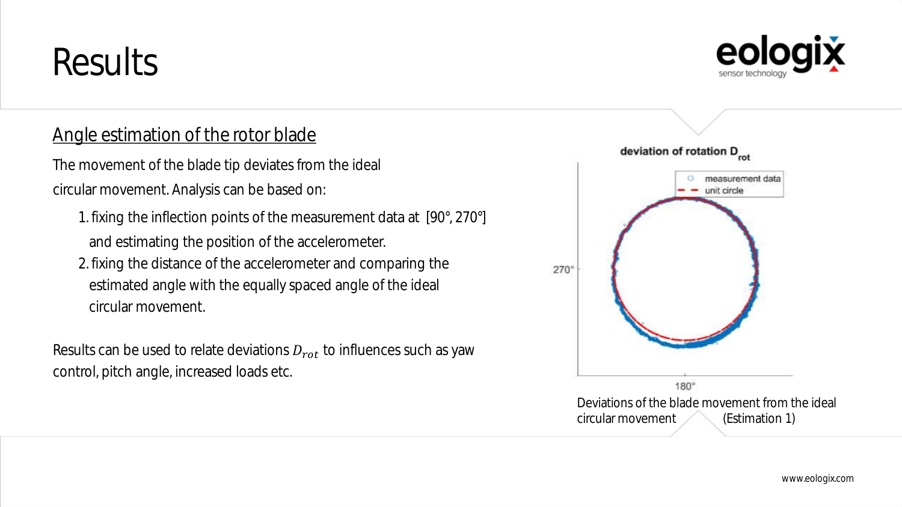# Results

## Angle estimation of the rotor blade

The movement of the blade tip deviates from the ideal circular movement. Analysis can be based on:

1. fixing the inflection points of the measurement data at [90°, 270°] and estimating the position of the accelerometer.
2. fixing the distance of the accelerometer and comparing the estimated angle with the equally spaced angle of the ideal circular movement.

Results can be used to relate deviations $D_{rot}$ to influences such as yaw control, pitch angle, increased loads etc.

Deviations of the blade movement from the ideal circular movement (Estimation 1)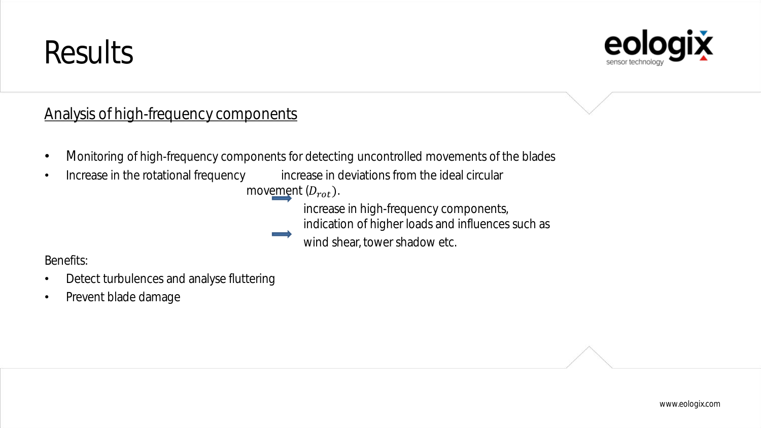# Results

<u>Analysis of high-frequency components</u>

- Monitoring of high-frequency components for detecting uncontrolled movements of the blades
- Increase in the rotational frequency → increase in deviations from the ideal circular movement ($D_{rot}$). → increase in high-frequency components, indication of higher loads and influences such as wind shear, tower shadow etc.

Benefits:

- Detect turbulences and analyse fluttering
- Prevent blade damage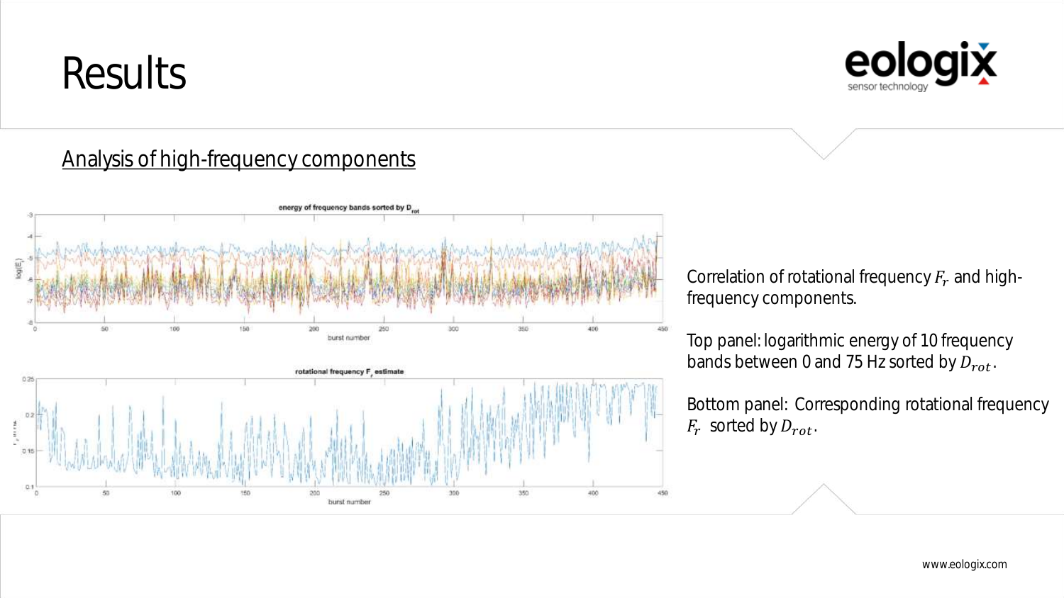# Results

## Analysis of high-frequency components

Correlation of rotational frequency $F_r$ and high-frequency components.

Top panel: logarithmic energy of 10 frequency bands between 0 and 75 Hz sorted by $D_{rot}$.

Bottom panel: Corresponding rotational frequency $F_r$ sorted by $D_{rot}$.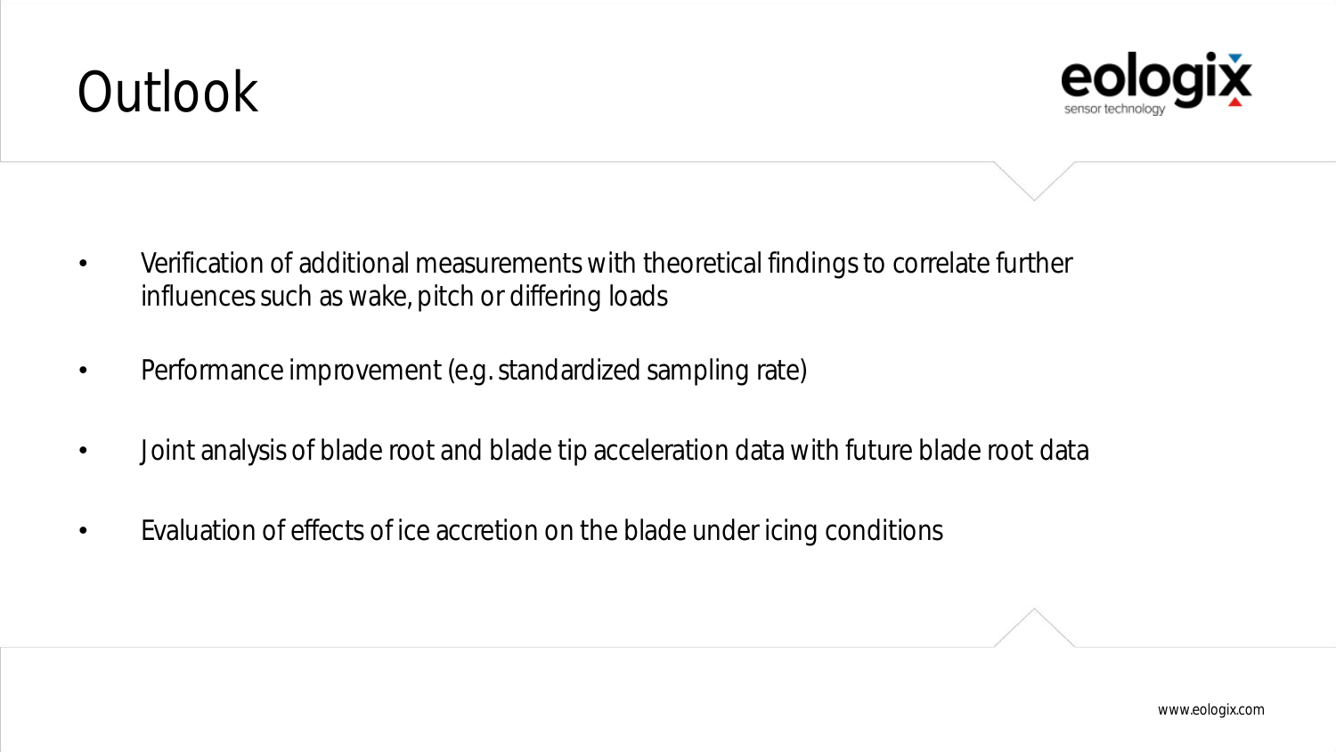# Outlook

- Verification of additional measurements with theoretical findings to correlate further influences such as wake, pitch or differing loads
- Performance improvement (e.g. standardized sampling rate)
- Joint analysis of blade root and blade tip acceleration data with future blade root data
- Evaluation of effects of ice accretion on the blade under icing conditions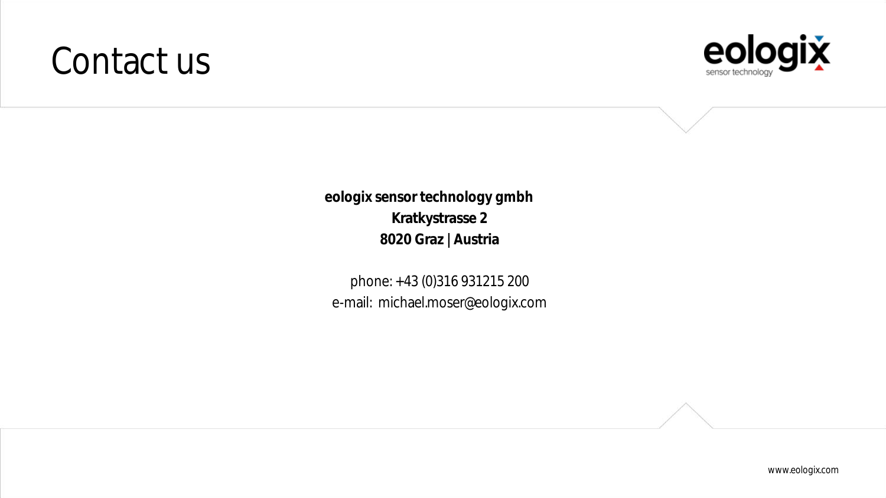# Contact us

**eologix sensor technology gmbh**
**Kratkystrasse 2**
**8020 Graz | Austria**

phone: +43 (0)316 931215 200
e-mail: michael.moser@eologix.com

www.eologix.com